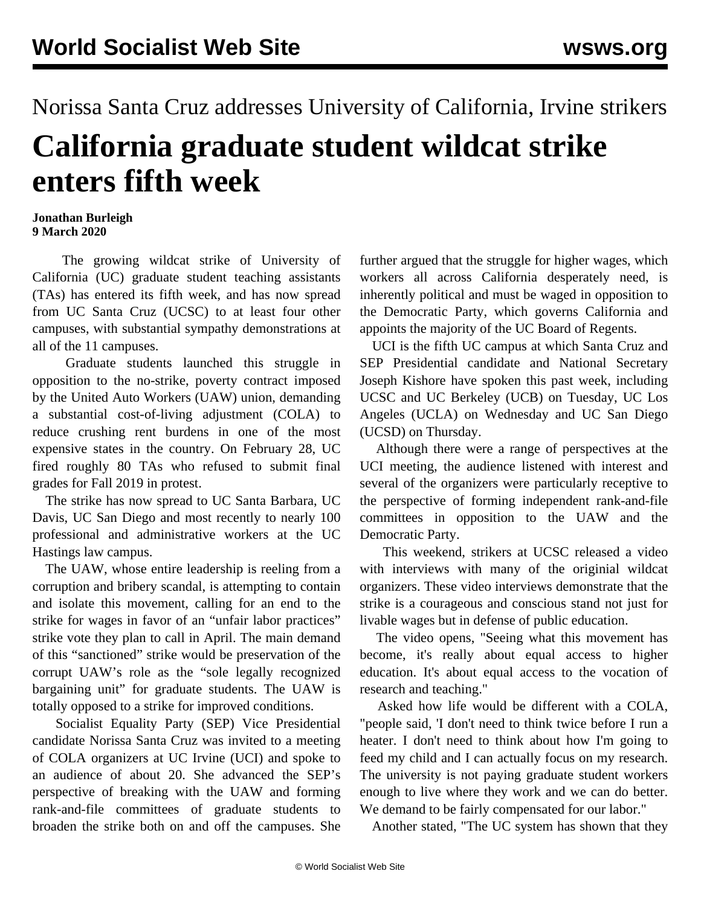Norissa Santa Cruz addresses University of California, Irvine strikers

# California graduate student wildcat strike enters fifth week

**Jonathan Burleigh**
**9 March 2020**

The growing wildcat strike of University of California (UC) graduate student teaching assistants (TAs) has entered its fifth week, and has now spread from UC Santa Cruz (UCSC) to at least four other campuses, with substantial sympathy demonstrations at all of the 11 campuses.

Graduate students launched this struggle in opposition to the no-strike, poverty contract imposed by the United Auto Workers (UAW) union, demanding a substantial cost-of-living adjustment (COLA) to reduce crushing rent burdens in one of the most expensive states in the country. On February 28, UC fired roughly 80 TAs who refused to submit final grades for Fall 2019 in protest.

The strike has now spread to UC Santa Barbara, UC Davis, UC San Diego and most recently to nearly 100 professional and administrative workers at the UC Hastings law campus.

The UAW, whose entire leadership is reeling from a corruption and bribery scandal, is attempting to contain and isolate this movement, calling for an end to the strike for wages in favor of an "unfair labor practices" strike vote they plan to call in April. The main demand of this "sanctioned" strike would be preservation of the corrupt UAW's role as the "sole legally recognized bargaining unit" for graduate students. The UAW is totally opposed to a strike for improved conditions.

Socialist Equality Party (SEP) Vice Presidential candidate Norissa Santa Cruz was invited to a meeting of COLA organizers at UC Irvine (UCI) and spoke to an audience of about 20. She advanced the SEP's perspective of breaking with the UAW and forming rank-and-file committees of graduate students to broaden the strike both on and off the campuses. She further argued that the struggle for higher wages, which workers all across California desperately need, is inherently political and must be waged in opposition to the Democratic Party, which governs California and appoints the majority of the UC Board of Regents.

UCI is the fifth UC campus at which Santa Cruz and SEP Presidential candidate and National Secretary Joseph Kishore have spoken this past week, including UCSC and UC Berkeley (UCB) on Tuesday, UC Los Angeles (UCLA) on Wednesday and UC San Diego (UCSD) on Thursday.

Although there were a range of perspectives at the UCI meeting, the audience listened with interest and several of the organizers were particularly receptive to the perspective of forming independent rank-and-file committees in opposition to the UAW and the Democratic Party.

This weekend, strikers at UCSC released a video with interviews with many of the originial wildcat organizers. These video interviews demonstrate that the strike is a courageous and conscious stand not just for livable wages but in defense of public education.

The video opens, "Seeing what this movement has become, it's really about equal access to higher education. It's about equal access to the vocation of research and teaching."

Asked how life would be different with a COLA, "people said, 'I don't need to think twice before I run a heater. I don't need to think about how I'm going to feed my child and I can actually focus on my research. The university is not paying graduate student workers enough to live where they work and we can do better. We demand to be fairly compensated for our labor."

Another stated, "The UC system has shown that they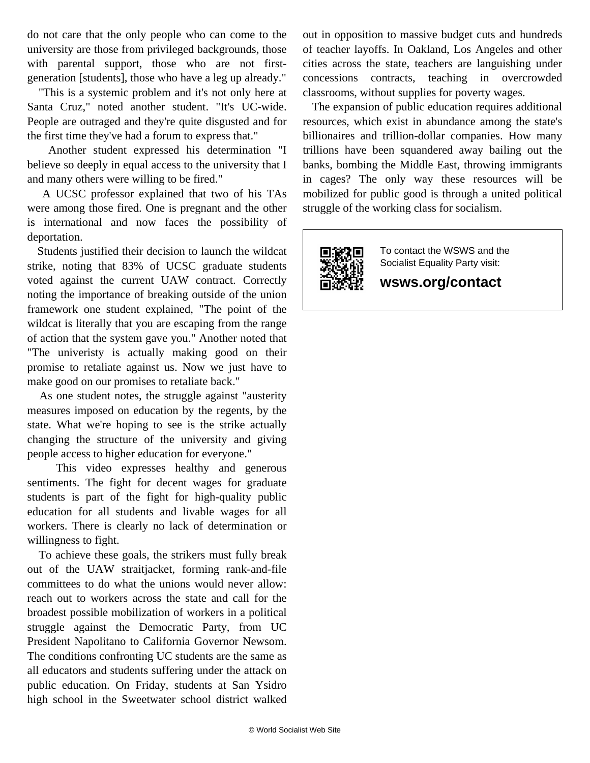do not care that the only people who can come to the university are those from privileged backgrounds, those with parental support, those who are not first-generation [students], those who have a leg up already."

"This is a systemic problem and it's not only here at Santa Cruz," noted another student. "It's UC-wide. People are outraged and they're quite disgusted and for the first time they've had a forum to express that."

Another student expressed his determination "I believe so deeply in equal access to the university that I and many others were willing to be fired."

A UCSC professor explained that two of his TAs were among those fired. One is pregnant and the other is international and now faces the possibility of deportation.

Students justified their decision to launch the wildcat strike, noting that 83% of UCSC graduate students voted against the current UAW contract. Correctly noting the importance of breaking outside of the union framework one student explained, "The point of the wildcat is literally that you are escaping from the range of action that the system gave you." Another noted that "The univeristy is actually making good on their promise to retaliate against us. Now we just have to make good on our promises to retaliate back."

As one student notes, the struggle against "austerity measures imposed on education by the regents, by the state. What we're hoping to see is the strike actually changing the structure of the university and giving people access to higher education for everyone."

This video expresses healthy and generous sentiments. The fight for decent wages for graduate students is part of the fight for high-quality public education for all students and livable wages for all workers. There is clearly no lack of determination or willingness to fight.

To achieve these goals, the strikers must fully break out of the UAW straitjacket, forming rank-and-file committees to do what the unions would never allow: reach out to workers across the state and call for the broadest possible mobilization of workers in a political struggle against the Democratic Party, from UC President Napolitano to California Governor Newsom. The conditions confronting UC students are the same as all educators and students suffering under the attack on public education. On Friday, students at San Ysidro high school in the Sweetwater school district walked out in opposition to massive budget cuts and hundreds of teacher layoffs. In Oakland, Los Angeles and other cities across the state, teachers are languishing under concessions contracts, teaching in overcrowded classrooms, without supplies for poverty wages.

The expansion of public education requires additional resources, which exist in abundance among the state's billionaires and trillion-dollar companies. How many trillions have been squandered away bailing out the banks, bombing the Middle East, throwing immigrants in cages? The only way these resources will be mobilized for public good is through a united political struggle of the working class for socialism.

To contact the WSWS and the Socialist Equality Party visit:

**wsws.org/contact**